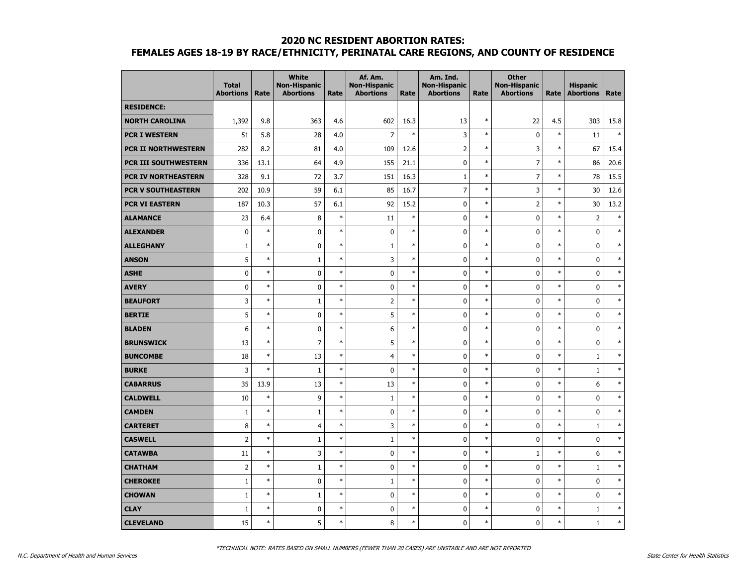# 2020 NC RESIDENT ABORTION RATES:
## FEMALES AGES 18-19 BY RACE/ETHNICITY, PERINATAL CARE REGIONS, AND COUNTY OF RESIDENCE

| | Total Abortions | Rate | White Non-Hispanic Abortions | Rate | Af. Am. Non-Hispanic Abortions | Rate | Am. Ind. Non-Hispanic Abortions | Rate | Other Non-Hispanic Abortions | Rate | Hispanic Abortions | Rate |
|---|---|---|---|---|---|---|---|---|---|---|---|---|
| **RESIDENCE:** | | | | | | | | | | | | |
| **NORTH CAROLINA** | 1,392 | 9.8 | 363 | 4.6 | 602 | 16.3 | 13 | * | 22 | 4.5 | 303 | 15.8 |
| **PCR I WESTERN** | 51 | 5.8 | 28 | 4.0 | 7 | * | 3 | * | 0 | * | 11 | * |
| **PCR II NORTHWESTERN** | 282 | 8.2 | 81 | 4.0 | 109 | 12.6 | 2 | * | 3 | * | 67 | 15.4 |
| **PCR III SOUTHWESTERN** | 336 | 13.1 | 64 | 4.9 | 155 | 21.1 | 0 | * | 7 | * | 86 | 20.6 |
| **PCR IV NORTHEASTERN** | 328 | 9.1 | 72 | 3.7 | 151 | 16.3 | 1 | * | 7 | * | 78 | 15.5 |
| **PCR V SOUTHEASTERN** | 202 | 10.9 | 59 | 6.1 | 85 | 16.7 | 7 | * | 3 | * | 30 | 12.6 |
| **PCR VI EASTERN** | 187 | 10.3 | 57 | 6.1 | 92 | 15.2 | 0 | * | 2 | * | 30 | 13.2 |
| **ALAMANCE** | 23 | 6.4 | 8 | * | 11 | * | 0 | * | 0 | * | 2 | * |
| **ALEXANDER** | 0 | * | 0 | * | 0 | * | 0 | * | 0 | * | 0 | * |
| **ALLEGHANY** | 1 | * | 0 | * | 1 | * | 0 | * | 0 | * | 0 | * |
| **ANSON** | 5 | * | 1 | * | 3 | * | 0 | * | 0 | * | 0 | * |
| **ASHE** | 0 | * | 0 | * | 0 | * | 0 | * | 0 | * | 0 | * |
| **AVERY** | 0 | * | 0 | * | 0 | * | 0 | * | 0 | * | 0 | * |
| **BEAUFORT** | 3 | * | 1 | * | 2 | * | 0 | * | 0 | * | 0 | * |
| **BERTIE** | 5 | * | 0 | * | 5 | * | 0 | * | 0 | * | 0 | * |
| **BLADEN** | 6 | * | 0 | * | 6 | * | 0 | * | 0 | * | 0 | * |
| **BRUNSWICK** | 13 | * | 7 | * | 5 | * | 0 | * | 0 | * | 0 | * |
| **BUNCOMBE** | 18 | * | 13 | * | 4 | * | 0 | * | 0 | * | 1 | * |
| **BURKE** | 3 | * | 1 | * | 0 | * | 0 | * | 0 | * | 1 | * |
| **CABARRUS** | 35 | 13.9 | 13 | * | 13 | * | 0 | * | 0 | * | 6 | * |
| **CALDWELL** | 10 | * | 9 | * | 1 | * | 0 | * | 0 | * | 0 | * |
| **CAMDEN** | 1 | * | 1 | * | 0 | * | 0 | * | 0 | * | 0 | * |
| **CARTERET** | 8 | * | 4 | * | 3 | * | 0 | * | 0 | * | 1 | * |
| **CASWELL** | 2 | * | 1 | * | 1 | * | 0 | * | 0 | * | 0 | * |
| **CATAWBA** | 11 | * | 3 | * | 0 | * | 0 | * | 1 | * | 6 | * |
| **CHATHAM** | 2 | * | 1 | * | 0 | * | 0 | * | 0 | * | 1 | * |
| **CHEROKEE** | 1 | * | 0 | * | 1 | * | 0 | * | 0 | * | 0 | * |
| **CHOWAN** | 1 | * | 1 | * | 0 | * | 0 | * | 0 | * | 0 | * |
| **CLAY** | 1 | * | 0 | * | 0 | * | 0 | * | 0 | * | 1 | * |
| **CLEVELAND** | 15 | * | 5 | * | 8 | * | 0 | * | 0 | * | 1 | * |

*\*TECHNICAL NOTE: RATES BASED ON SMALL NUMBERS (FEWER THAN 20 CASES) ARE UNSTABLE AND ARE NOT REPORTED*

*N.C. Department of Health and Human Services* — *State Center for Health Statistics*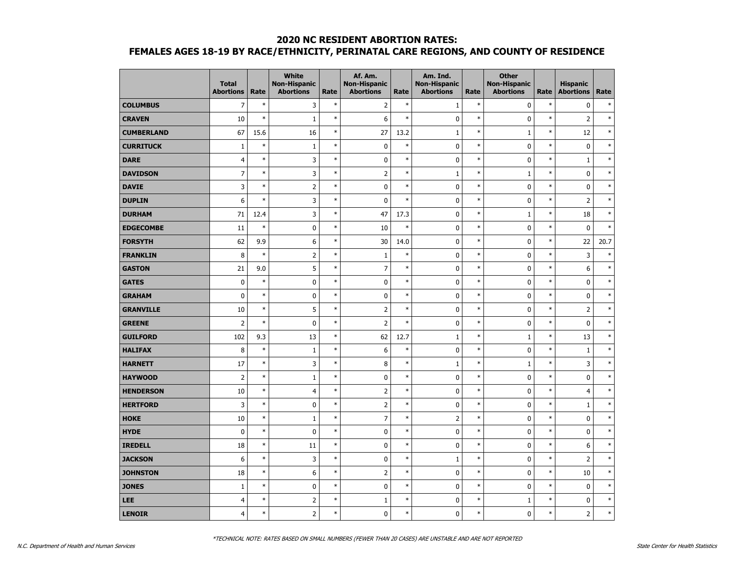# 2020 NC RESIDENT ABORTION RATES:
## FEMALES AGES 18-19 BY RACE/ETHNICITY, PERINATAL CARE REGIONS, AND COUNTY OF RESIDENCE

| | Total Abortions | Rate | White Non-Hispanic Abortions | Rate | Af. Am. Non-Hispanic Abortions | Rate | Am. Ind. Non-Hispanic Abortions | Rate | Other Non-Hispanic Abortions | Rate | Hispanic Abortions | Rate |
|---|---|---|---|---|---|---|---|---|---|---|---|---|
| **COLUMBUS** | 7 | * | 3 | * | 2 | * | 1 | * | 0 | * | 0 | * |
| **CRAVEN** | 10 | * | 1 | * | 6 | * | 0 | * | 0 | * | 2 | * |
| **CUMBERLAND** | 67 | 15.6 | 16 | * | 27 | 13.2 | 1 | * | 1 | * | 12 | * |
| **CURRITUCK** | 1 | * | 1 | * | 0 | * | 0 | * | 0 | * | 0 | * |
| **DARE** | 4 | * | 3 | * | 0 | * | 0 | * | 0 | * | 1 | * |
| **DAVIDSON** | 7 | * | 3 | * | 2 | * | 1 | * | 1 | * | 0 | * |
| **DAVIE** | 3 | * | 2 | * | 0 | * | 0 | * | 0 | * | 0 | * |
| **DUPLIN** | 6 | * | 3 | * | 0 | * | 0 | * | 0 | * | 2 | * |
| **DURHAM** | 71 | 12.4 | 3 | * | 47 | 17.3 | 0 | * | 1 | * | 18 | * |
| **EDGECOMBE** | 11 | * | 0 | * | 10 | * | 0 | * | 0 | * | 0 | * |
| **FORSYTH** | 62 | 9.9 | 6 | * | 30 | 14.0 | 0 | * | 0 | * | 22 | 20.7 |
| **FRANKLIN** | 8 | * | 2 | * | 1 | * | 0 | * | 0 | * | 3 | * |
| **GASTON** | 21 | 9.0 | 5 | * | 7 | * | 0 | * | 0 | * | 6 | * |
| **GATES** | 0 | * | 0 | * | 0 | * | 0 | * | 0 | * | 0 | * |
| **GRAHAM** | 0 | * | 0 | * | 0 | * | 0 | * | 0 | * | 0 | * |
| **GRANVILLE** | 10 | * | 5 | * | 2 | * | 0 | * | 0 | * | 2 | * |
| **GREENE** | 2 | * | 0 | * | 2 | * | 0 | * | 0 | * | 0 | * |
| **GUILFORD** | 102 | 9.3 | 13 | * | 62 | 12.7 | 1 | * | 1 | * | 13 | * |
| **HALIFAX** | 8 | * | 1 | * | 6 | * | 0 | * | 0 | * | 1 | * |
| **HARNETT** | 17 | * | 3 | * | 8 | * | 1 | * | 1 | * | 3 | * |
| **HAYWOOD** | 2 | * | 1 | * | 0 | * | 0 | * | 0 | * | 0 | * |
| **HENDERSON** | 10 | * | 4 | * | 2 | * | 0 | * | 0 | * | 4 | * |
| **HERTFORD** | 3 | * | 0 | * | 2 | * | 0 | * | 0 | * | 1 | * |
| **HOKE** | 10 | * | 1 | * | 7 | * | 2 | * | 0 | * | 0 | * |
| **HYDE** | 0 | * | 0 | * | 0 | * | 0 | * | 0 | * | 0 | * |
| **IREDELL** | 18 | * | 11 | * | 0 | * | 0 | * | 0 | * | 6 | * |
| **JACKSON** | 6 | * | 3 | * | 0 | * | 1 | * | 0 | * | 2 | * |
| **JOHNSTON** | 18 | * | 6 | * | 2 | * | 0 | * | 0 | * | 10 | * |
| **JONES** | 1 | * | 0 | * | 0 | * | 0 | * | 0 | * | 0 | * |
| **LEE** | 4 | * | 2 | * | 1 | * | 0 | * | 1 | * | 0 | * |
| **LENOIR** | 4 | * | 2 | * | 0 | * | 0 | * | 0 | * | 2 | * |

*TECHNICAL NOTE: RATES BASED ON SMALL NUMBERS (FEWER THAN 20 CASES) ARE UNSTABLE AND ARE NOT REPORTED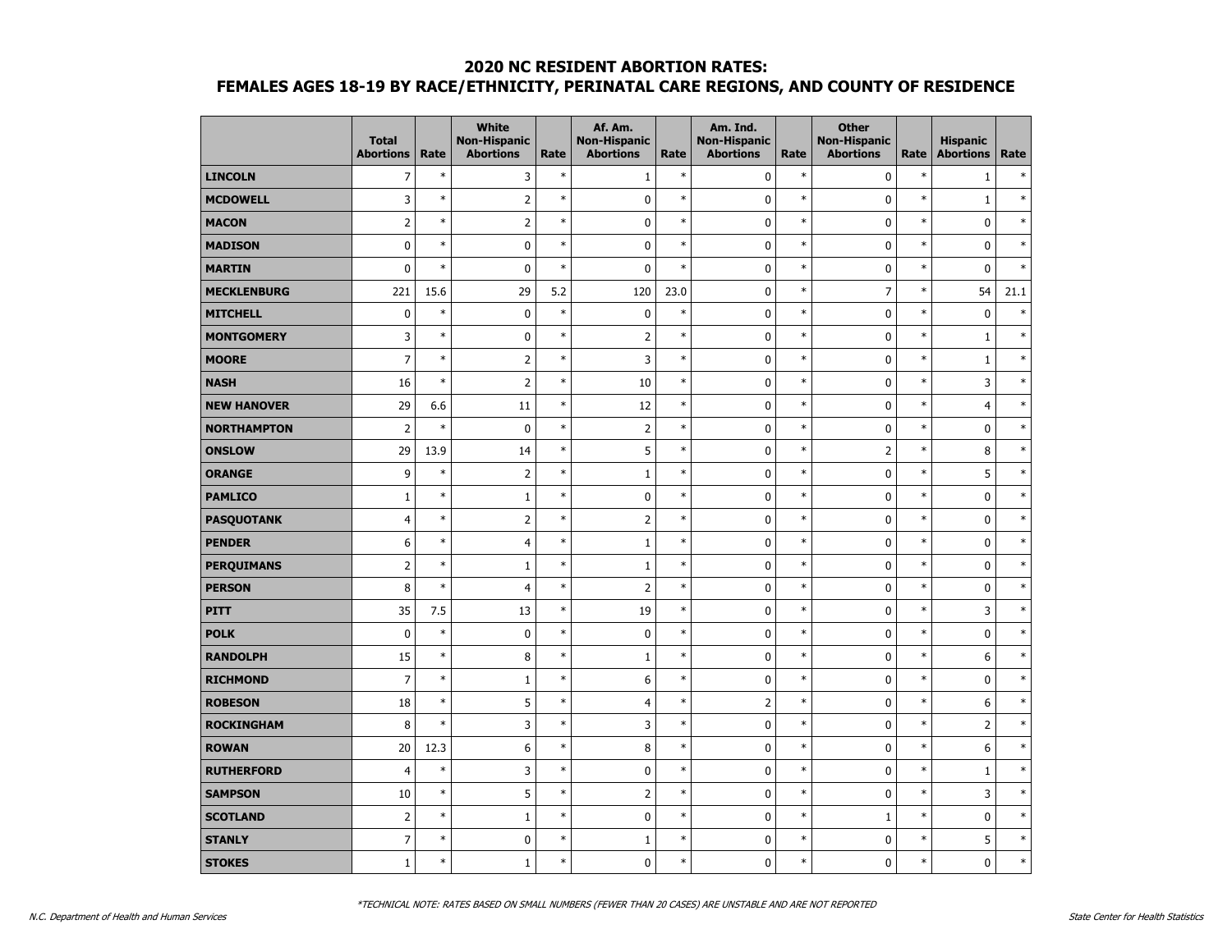## 2020 NC RESIDENT ABORTION RATES:
## FEMALES AGES 18-19 BY RACE/ETHNICITY, PERINATAL CARE REGIONS, AND COUNTY OF RESIDENCE

| | Total Abortions | Rate | White Non-Hispanic Abortions | Rate | Af. Am. Non-Hispanic Abortions | Rate | Am. Ind. Non-Hispanic Abortions | Rate | Other Non-Hispanic Abortions | Rate | Hispanic Abortions | Rate |
|---|---|---|---|---|---|---|---|---|---|---|---|---|
| **LINCOLN** | 7 | * | 3 | * | 1 | * | 0 | * | 0 | * | 1 | * |
| **MCDOWELL** | 3 | * | 2 | * | 0 | * | 0 | * | 0 | * | 1 | * |
| **MACON** | 2 | * | 2 | * | 0 | * | 0 | * | 0 | * | 0 | * |
| **MADISON** | 0 | * | 0 | * | 0 | * | 0 | * | 0 | * | 0 | * |
| **MARTIN** | 0 | * | 0 | * | 0 | * | 0 | * | 0 | * | 0 | * |
| **MECKLENBURG** | 221 | 15.6 | 29 | 5.2 | 120 | 23.0 | 0 | * | 7 | * | 54 | 21.1 |
| **MITCHELL** | 0 | * | 0 | * | 0 | * | 0 | * | 0 | * | 0 | * |
| **MONTGOMERY** | 3 | * | 0 | * | 2 | * | 0 | * | 0 | * | 1 | * |
| **MOORE** | 7 | * | 2 | * | 3 | * | 0 | * | 0 | * | 1 | * |
| **NASH** | 16 | * | 2 | * | 10 | * | 0 | * | 0 | * | 3 | * |
| **NEW HANOVER** | 29 | 6.6 | 11 | * | 12 | * | 0 | * | 0 | * | 4 | * |
| **NORTHAMPTON** | 2 | * | 0 | * | 2 | * | 0 | * | 0 | * | 0 | * |
| **ONSLOW** | 29 | 13.9 | 14 | * | 5 | * | 0 | * | 2 | * | 8 | * |
| **ORANGE** | 9 | * | 2 | * | 1 | * | 0 | * | 0 | * | 5 | * |
| **PAMLICO** | 1 | * | 1 | * | 0 | * | 0 | * | 0 | * | 0 | * |
| **PASQUOTANK** | 4 | * | 2 | * | 2 | * | 0 | * | 0 | * | 0 | * |
| **PENDER** | 6 | * | 4 | * | 1 | * | 0 | * | 0 | * | 0 | * |
| **PERQUIMANS** | 2 | * | 1 | * | 1 | * | 0 | * | 0 | * | 0 | * |
| **PERSON** | 8 | * | 4 | * | 2 | * | 0 | * | 0 | * | 0 | * |
| **PITT** | 35 | 7.5 | 13 | * | 19 | * | 0 | * | 0 | * | 3 | * |
| **POLK** | 0 | * | 0 | * | 0 | * | 0 | * | 0 | * | 0 | * |
| **RANDOLPH** | 15 | * | 8 | * | 1 | * | 0 | * | 0 | * | 6 | * |
| **RICHMOND** | 7 | * | 1 | * | 6 | * | 0 | * | 0 | * | 0 | * |
| **ROBESON** | 18 | * | 5 | * | 4 | * | 2 | * | 0 | * | 6 | * |
| **ROCKINGHAM** | 8 | * | 3 | * | 3 | * | 0 | * | 0 | * | 2 | * |
| **ROWAN** | 20 | 12.3 | 6 | * | 8 | * | 0 | * | 0 | * | 6 | * |
| **RUTHERFORD** | 4 | * | 3 | * | 0 | * | 0 | * | 0 | * | 1 | * |
| **SAMPSON** | 10 | * | 5 | * | 2 | * | 0 | * | 0 | * | 3 | * |
| **SCOTLAND** | 2 | * | 1 | * | 0 | * | 0 | * | 1 | * | 0 | * |
| **STANLY** | 7 | * | 0 | * | 1 | * | 0 | * | 0 | * | 5 | * |
| **STOKES** | 1 | * | 1 | * | 0 | * | 0 | * | 0 | * | 0 | * |

*TECHNICAL NOTE: RATES BASED ON SMALL NUMBERS (FEWER THAN 20 CASES) ARE UNSTABLE AND ARE NOT REPORTED

N.C. Department of Health and Human Services

State Center for Health Statistics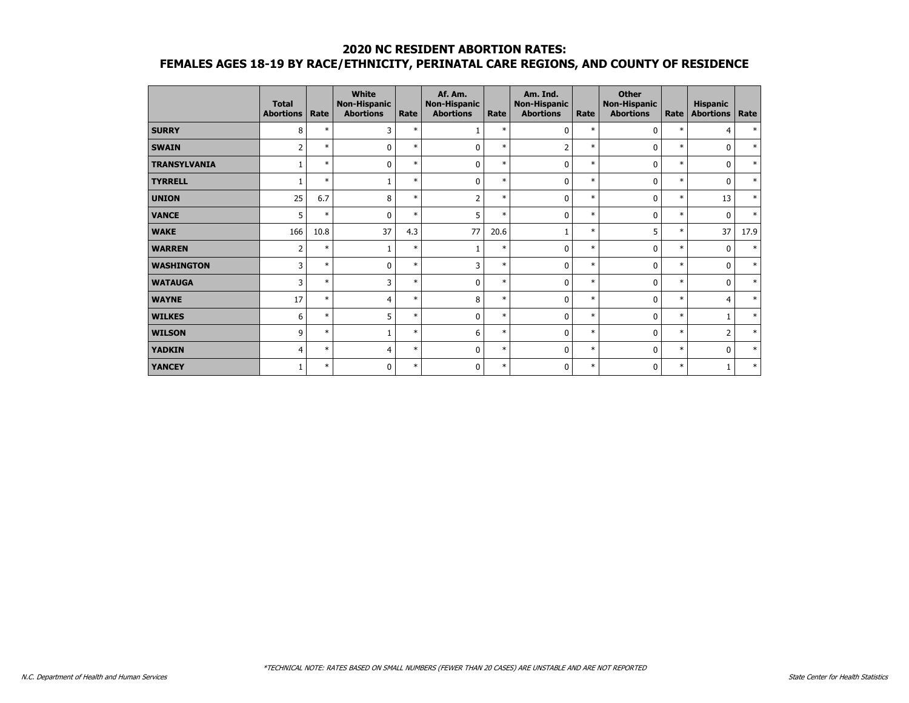## 2020 NC RESIDENT ABORTION RATES:
## FEMALES AGES 18-19 BY RACE/ETHNICITY, PERINATAL CARE REGIONS, AND COUNTY OF RESIDENCE

| | Total Abortions | Rate | White Non-Hispanic Abortions | Rate | Af. Am. Non-Hispanic Abortions | Rate | Am. Ind. Non-Hispanic Abortions | Rate | Other Non-Hispanic Abortions | Rate | Hispanic Abortions | Rate |
|---|---|---|---|---|---|---|---|---|---|---|---|---|
| **SURRY** | 8 | * | 3 | * | 1 | * | 0 | * | 0 | * | 4 | * |
| **SWAIN** | 2 | * | 0 | * | 0 | * | 2 | * | 0 | * | 0 | * |
| **TRANSYLVANIA** | 1 | * | 0 | * | 0 | * | 0 | * | 0 | * | 0 | * |
| **TYRRELL** | 1 | * | 1 | * | 0 | * | 0 | * | 0 | * | 0 | * |
| **UNION** | 25 | 6.7 | 8 | * | 2 | * | 0 | * | 0 | * | 13 | * |
| **VANCE** | 5 | * | 0 | * | 5 | * | 0 | * | 0 | * | 0 | * |
| **WAKE** | 166 | 10.8 | 37 | 4.3 | 77 | 20.6 | 1 | * | 5 | * | 37 | 17.9 |
| **WARREN** | 2 | * | 1 | * | 1 | * | 0 | * | 0 | * | 0 | * |
| **WASHINGTON** | 3 | * | 0 | * | 3 | * | 0 | * | 0 | * | 0 | * |
| **WATAUGA** | 3 | * | 3 | * | 0 | * | 0 | * | 0 | * | 0 | * |
| **WAYNE** | 17 | * | 4 | * | 8 | * | 0 | * | 0 | * | 4 | * |
| **WILKES** | 6 | * | 5 | * | 0 | * | 0 | * | 0 | * | 1 | * |
| **WILSON** | 9 | * | 1 | * | 6 | * | 0 | * | 0 | * | 2 | * |
| **YADKIN** | 4 | * | 4 | * | 0 | * | 0 | * | 0 | * | 0 | * |
| **YANCEY** | 1 | * | 0 | * | 0 | * | 0 | * | 0 | * | 1 | * |

*TECHNICAL NOTE: RATES BASED ON SMALL NUMBERS (FEWER THAN 20 CASES) ARE UNSTABLE AND ARE NOT REPORTED